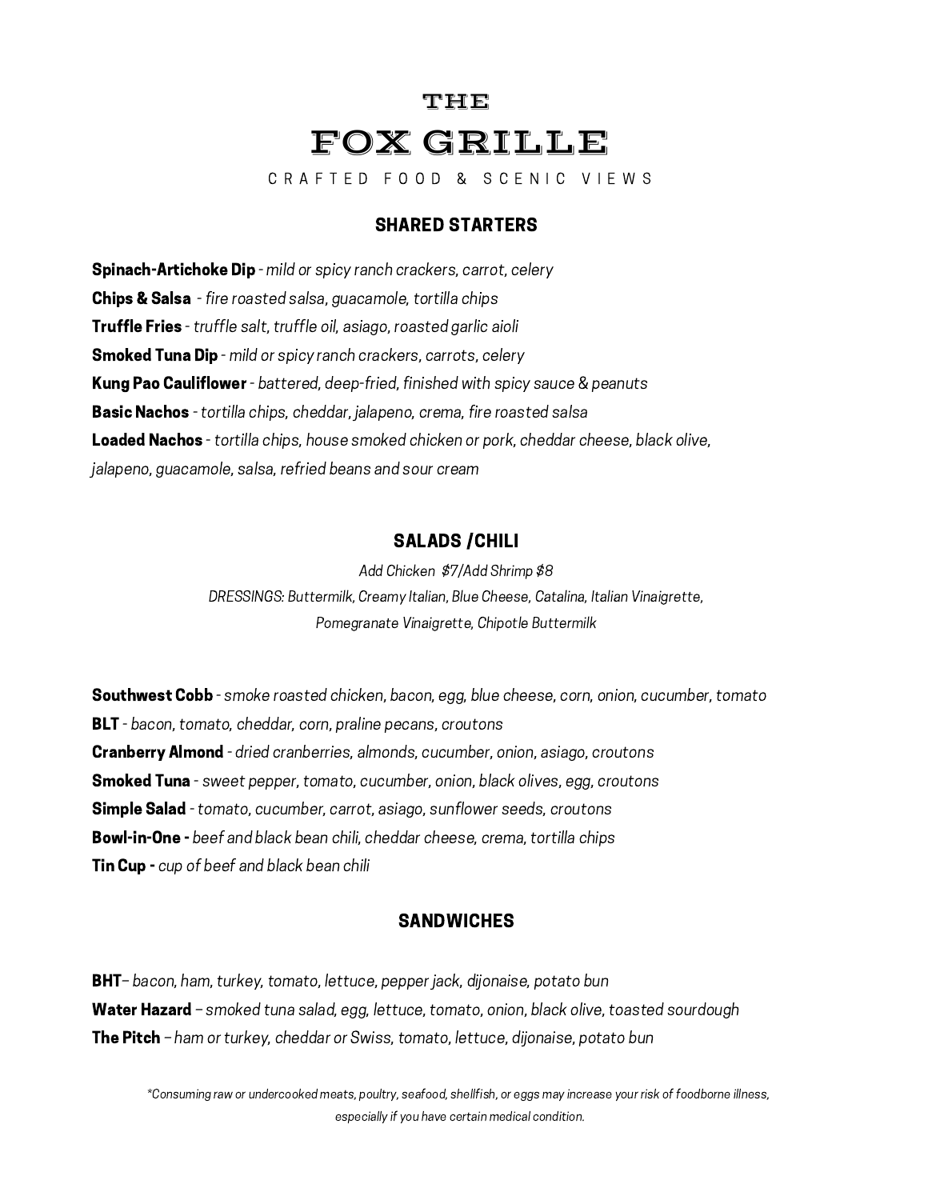# THE FOX GRILLE

CRAFTED FOOD & SCENIC VIEWS

## SHARED STARTERS

**Spinach-Artichoke Dip** - *mild or spicy ranch crackers, carrot, celery*

**Chips & Salsa** - *fire roasted salsa, guacamole, tortilla chips*

**Truffle Fries** - *truffle salt, truffle oil, asiago, roasted garlic aioli*

**Smoked Tuna Dip** - *mild or spicy ranch crackers, carrots, celery*

**Kung Pao Cauliflower** - *battered, deep-fried, finished with spicy sauce & peanuts*

**Basic Nachos** - *tortilla chips, cheddar, jalapeno, crema, fire roasted salsa*

**Loaded Nachos** - *tortilla chips, house smoked chicken or pork, cheddar cheese, black olive, jalapeno, guacamole, salsa, refried beans and sour cream*

## SALADS /CHILI

*Add Chicken $7/Add Shrimp $8*

*DRESSINGS: Buttermilk, Creamy Italian, Blue Cheese, Catalina, Italian Vinaigrette, Pomegranate Vinaigrette, Chipotle Buttermilk*

**Southwest Cobb** - *smoke roasted chicken, bacon, egg, blue cheese, corn, onion, cucumber, tomato*

**BLT** - *bacon, tomato, cheddar, corn, praline pecans, croutons*

**Cranberry Almond** - *dried cranberries, almonds, cucumber, onion, asiago, croutons*

**Smoked Tuna** - *sweet pepper, tomato, cucumber, onion, black olives, egg, croutons*

**Simple Salad** - *tomato, cucumber, carrot, asiago, sunflower seeds, croutons*

**Bowl-in-One -** *beef and black bean chili, cheddar cheese, crema, tortilla chips*

**Tin Cup -** *cup of beef and black bean chili*

## SANDWICHES

**BHT**– *bacon, ham, turkey, tomato, lettuce, pepper jack, dijonaise, potato bun*

**Water Hazard** – *smoked tuna salad, egg, lettuce, tomato, onion, black olive, toasted sourdough*

**The Pitch** – *ham or turkey, cheddar or Swiss, tomato, lettuce, dijonaise, potato bun*

*\*Consuming raw or undercooked meats, poultry, seafood, shellfish, or eggs may increase your risk of foodborne illness, especially if you have certain medical condition.*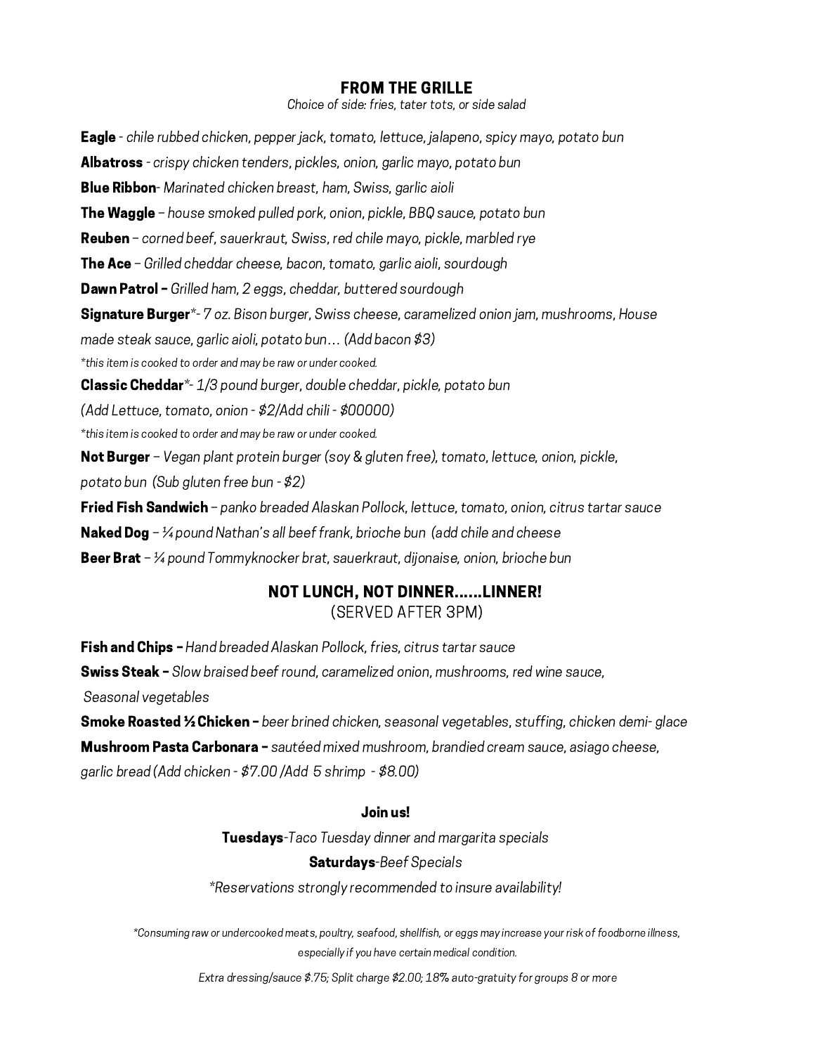## FROM THE GRILLE

*Choice of side: fries, tater tots, or side salad*

**Eagle** - *chile rubbed chicken, pepper jack, tomato, lettuce, jalapeno, spicy mayo, potato bun*

**Albatross** - *crispy chicken tenders, pickles, onion, garlic mayo, potato bun*

**Blue Ribbon**- *Marinated chicken breast, ham, Swiss, garlic aioli*

**The Waggle** – *house smoked pulled pork, onion, pickle, BBQ sauce, potato bun*

**Reuben** – *corned beef, sauerkraut, Swiss, red chile mayo, pickle, marbled rye*

**The Ace** – *Grilled cheddar cheese, bacon, tomato, garlic aioli, sourdough*

**Dawn Patrol –** *Grilled ham, 2 eggs, cheddar, buttered sourdough*

**Signature Burger***- *7 oz. Bison burger, Swiss cheese, caramelized onion jam, mushrooms, House made steak sauce, garlic aioli, potato bun… (Add bacon $3)*

*\*this item is cooked to order and may be raw or under cooked.*

**Classic Cheddar***- *1/3 pound burger, double cheddar, pickle, potato bun (Add Lettuce, tomato, onion - $2/Add chili - $00000)*

*\*this item is cooked to order and may be raw or under cooked.*

**Not Burger** – *Vegan plant protein burger (soy & gluten free), tomato, lettuce, onion, pickle, potato bun (Sub gluten free bun - $2)*

**Fried Fish Sandwich** – *panko breaded Alaskan Pollock, lettuce, tomato, onion, citrus tartar sauce*

**Naked Dog** – *¼ pound Nathan's all beef frank, brioche bun (add chile and cheese*

**Beer Brat** – *¼ pound Tommyknocker brat, sauerkraut, dijonaise, onion, brioche bun*

## NOT LUNCH, NOT DINNER……LINNER!

(SERVED AFTER 3PM)

**Fish and Chips –** *Hand breaded Alaskan Pollock, fries, citrus tartar sauce*

**Swiss Steak –** *Slow braised beef round, caramelized onion, mushrooms, red wine sauce, Seasonal vegetables*

**Smoke Roasted ½ Chicken –** *beer brined chicken, seasonal vegetables, stuffing, chicken demi- glace*

**Mushroom Pasta Carbonara –** *sautéed mixed mushroom, brandied cream sauce, asiago cheese, garlic bread (Add chicken - $7.00 /Add 5 shrimp - $8.00)*

**Join us!**

**Tuesdays**-*Taco Tuesday dinner and margarita specials*

**Saturdays**-*Beef Specials*

*\*Reservations strongly recommended to insure availability!*

*\*Consuming raw or undercooked meats, poultry, seafood, shellfish, or eggs may increase your risk of foodborne illness, especially if you have certain medical condition.*

*Extra dressing/sauce $.75; Split charge $2.00; 18% auto-gratuity for groups 8 or more*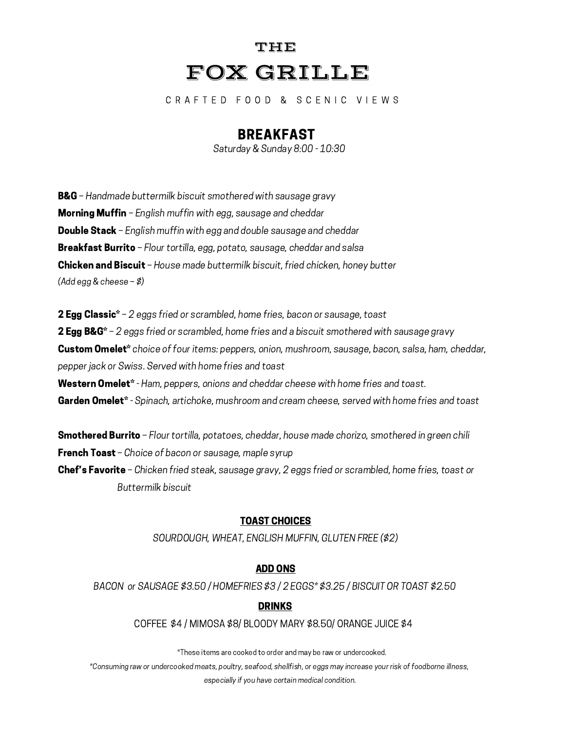# THE FOX GRILLE

CRAFTED FOOD & SCENIC VIEWS

## BREAKFAST

*Saturday & Sunday 8:00 - 10:30*

**B&G** – *Handmade buttermilk biscuit smothered with sausage gravy*
**Morning Muffin** – *English muffin with egg, sausage and cheddar*
**Double Stack** – *English muffin with egg and double sausage and cheddar*
**Breakfast Burrito** – *Flour tortilla, egg, potato, sausage, cheddar and salsa*
**Chicken and Biscuit** – *House made buttermilk biscuit, fried chicken, honey butter*
*(Add egg & cheese – $)*

**2 Egg Classic*** – *2 eggs fried or scrambled, home fries, bacon or sausage, toast*
**2 Egg B&G*** – *2 eggs fried or scrambled, home fries and a biscuit smothered with sausage gravy*
**Custom Omelet*** *choice of four items: peppers, onion, mushroom, sausage, bacon, salsa, ham, cheddar, pepper jack or Swiss. Served with home fries and toast*
**Western Omelet*** - *Ham, peppers, onions and cheddar cheese with home fries and toast.*
**Garden Omelet*** - *Spinach, artichoke, mushroom and cream cheese, served with home fries and toast*

**Smothered Burrito** – *Flour tortilla, potatoes, cheddar, house made chorizo, smothered in green chili*
**French Toast** – *Choice of bacon or sausage, maple syrup*
**Chef's Favorite** – *Chicken fried steak, sausage gravy, 2 eggs fried or scrambled, home fries, toast or Buttermilk biscuit*

### TOAST CHOICES

*SOURDOUGH, WHEAT, ENGLISH MUFFIN, GLUTEN FREE ($2)*

### ADD ONS

*BACON or SAUSAGE $3.50 / HOMEFRIES $3 / 2 EGGS* $3.25 / BISCUIT OR TOAST $2.50*

### DRINKS

COFFEE $4 / MIMOSA $8/ BLOODY MARY $8.50/ ORANGE JUICE $4

*These items are cooked to order and may be raw or undercooked.

*\*Consuming raw or undercooked meats, poultry, seafood, shellfish, or eggs may increase your risk of foodborne illness, especially if you have certain medical condition.*